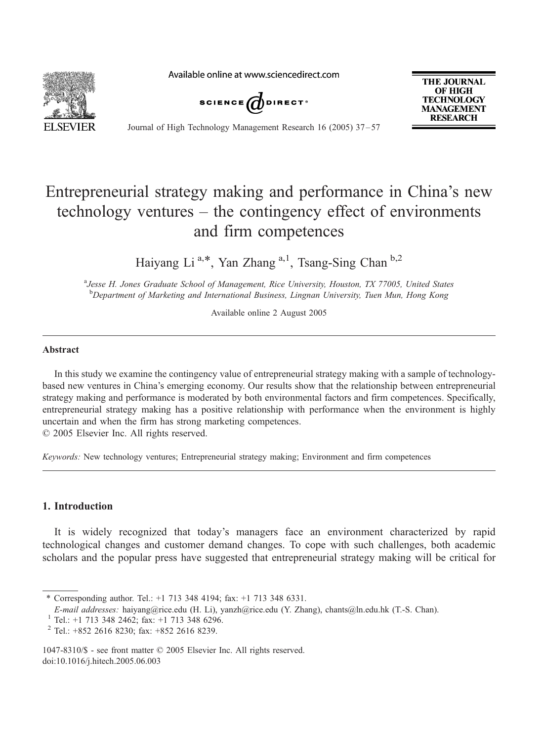# Entrepreneurial strategy making and performance in China's new technology ventures – the contingency effect of environments and firm competences

Haiyang Li [a,*], Yan Zhang [a,1], Tsang-Sing Chan [b,2]

[a] *Jesse H. Jones Graduate School of Management, Rice University, Houston, TX 77005, United States*
[b] *Department of Marketing and International Business, Lingnan University, Tuen Mun, Hong Kong*

Available online 2 August 2005

## Abstract

In this study we examine the contingency value of entrepreneurial strategy making with a sample of technology-based new ventures in China's emerging economy. Our results show that the relationship between entrepreneurial strategy making and performance is moderated by both environmental factors and firm competences. Specifically, entrepreneurial strategy making has a positive relationship with performance when the environment is highly uncertain and when the firm has strong marketing competences.
© 2005 Elsevier Inc. All rights reserved.

*Keywords:* New technology ventures; Entrepreneurial strategy making; Environment and firm competences

## 1. Introduction

It is widely recognized that today's managers face an environment characterized by rapid technological changes and customer demand changes. To cope with such challenges, both academic scholars and the popular press have suggested that entrepreneurial strategy making will be critical for

---

* Corresponding author. Tel.: +1 713 348 4194; fax: +1 713 348 6331.
*E-mail addresses:* haiyang@rice.edu (H. Li), yanzh@rice.edu (Y. Zhang), chants@ln.edu.hk (T.-S. Chan).
[1] Tel.: +1 713 348 2462; fax: +1 713 348 6296.
[2] Tel.: +852 2616 8230; fax: +852 2616 8239.

1047-8310/$ - see front matter © 2005 Elsevier Inc. All rights reserved.
doi:10.1016/j.hitech.2005.06.003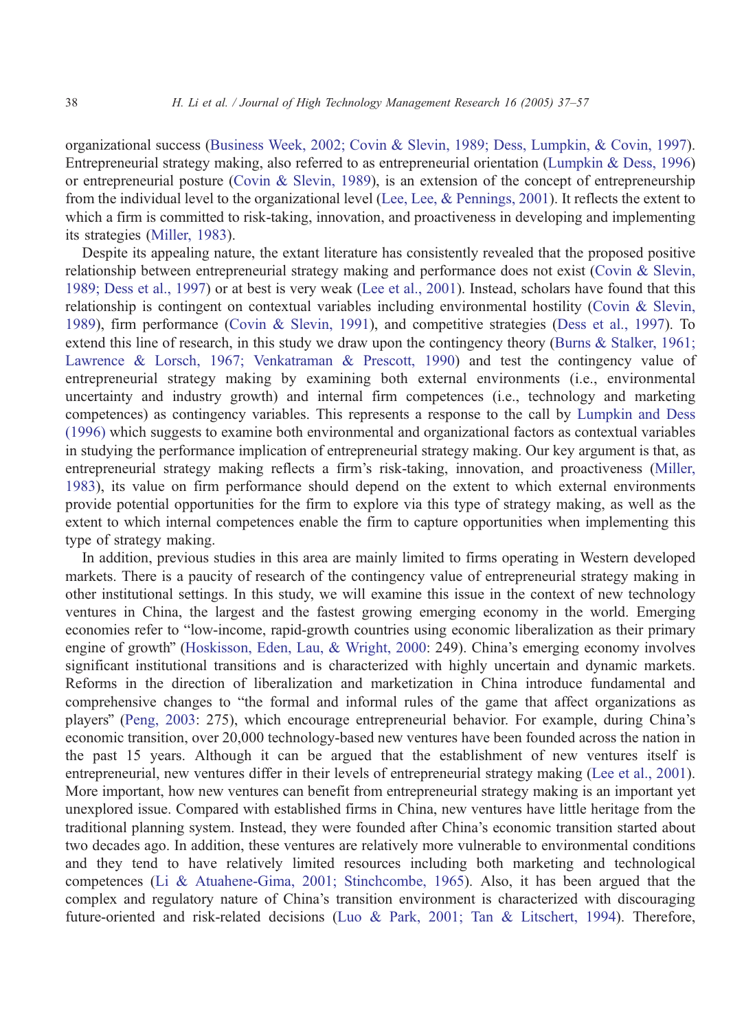organizational success (Business Week, 2002; Covin & Slevin, 1989; Dess, Lumpkin, & Covin, 1997). Entrepreneurial strategy making, also referred to as entrepreneurial orientation (Lumpkin & Dess, 1996) or entrepreneurial posture (Covin & Slevin, 1989), is an extension of the concept of entrepreneurship from the individual level to the organizational level (Lee, Lee, & Pennings, 2001). It reflects the extent to which a firm is committed to risk-taking, innovation, and proactiveness in developing and implementing its strategies (Miller, 1983).

Despite its appealing nature, the extant literature has consistently revealed that the proposed positive relationship between entrepreneurial strategy making and performance does not exist (Covin & Slevin, 1989; Dess et al., 1997) or at best is very weak (Lee et al., 2001). Instead, scholars have found that this relationship is contingent on contextual variables including environmental hostility (Covin & Slevin, 1989), firm performance (Covin & Slevin, 1991), and competitive strategies (Dess et al., 1997). To extend this line of research, in this study we draw upon the contingency theory (Burns & Stalker, 1961; Lawrence & Lorsch, 1967; Venkatraman & Prescott, 1990) and test the contingency value of entrepreneurial strategy making by examining both external environments (i.e., environmental uncertainty and industry growth) and internal firm competences (i.e., technology and marketing competences) as contingency variables. This represents a response to the call by Lumpkin and Dess (1996) which suggests to examine both environmental and organizational factors as contextual variables in studying the performance implication of entrepreneurial strategy making. Our key argument is that, as entrepreneurial strategy making reflects a firm's risk-taking, innovation, and proactiveness (Miller, 1983), its value on firm performance should depend on the extent to which external environments provide potential opportunities for the firm to explore via this type of strategy making, as well as the extent to which internal competences enable the firm to capture opportunities when implementing this type of strategy making.

In addition, previous studies in this area are mainly limited to firms operating in Western developed markets. There is a paucity of research of the contingency value of entrepreneurial strategy making in other institutional settings. In this study, we will examine this issue in the context of new technology ventures in China, the largest and the fastest growing emerging economy in the world. Emerging economies refer to "low-income, rapid-growth countries using economic liberalization as their primary engine of growth" (Hoskisson, Eden, Lau, & Wright, 2000: 249). China's emerging economy involves significant institutional transitions and is characterized with highly uncertain and dynamic markets. Reforms in the direction of liberalization and marketization in China introduce fundamental and comprehensive changes to "the formal and informal rules of the game that affect organizations as players" (Peng, 2003: 275), which encourage entrepreneurial behavior. For example, during China's economic transition, over 20,000 technology-based new ventures have been founded across the nation in the past 15 years. Although it can be argued that the establishment of new ventures itself is entrepreneurial, new ventures differ in their levels of entrepreneurial strategy making (Lee et al., 2001). More important, how new ventures can benefit from entrepreneurial strategy making is an important yet unexplored issue. Compared with established firms in China, new ventures have little heritage from the traditional planning system. Instead, they were founded after China's economic transition started about two decades ago. In addition, these ventures are relatively more vulnerable to environmental conditions and they tend to have relatively limited resources including both marketing and technological competences (Li & Atuahene-Gima, 2001; Stinchcombe, 1965). Also, it has been argued that the complex and regulatory nature of China's transition environment is characterized with discouraging future-oriented and risk-related decisions (Luo & Park, 2001; Tan & Litschert, 1994). Therefore,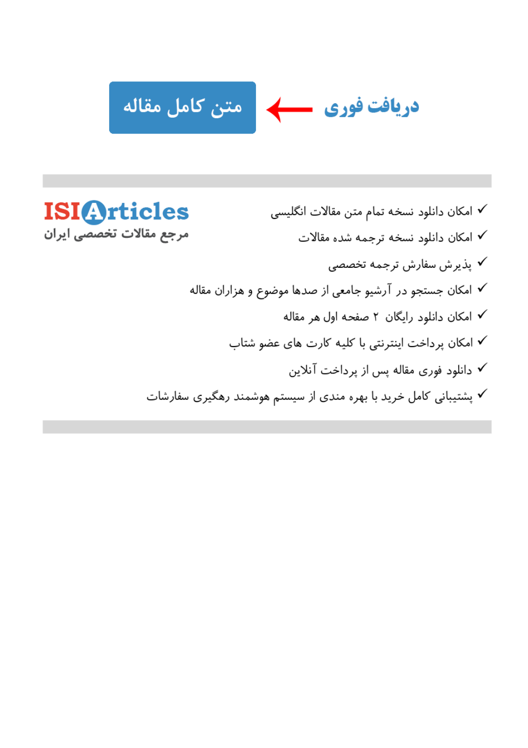دریافت فوری ← **متن کامل مقاله**

**ISIArticles**
مرجع مقالات تخصصی ایران

- ✓ امکان دانلود نسخه تمام متن مقالات انگلیسی
- ✓ امکان دانلود نسخه ترجمه شده مقالات
- ✓ پذیرش سفارش ترجمه تخصصی
- ✓ امکان جستجو در آرشیو جامعی از صدها موضوع و هزاران مقاله
- ✓ امکان دانلود رایگان ۲ صفحه اول هر مقاله
- ✓ امکان پرداخت اینترنتی با کلیه کارت های عضو شتاب
- ✓ دانلود فوری مقاله پس از پرداخت آنلاین
- ✓ پشتیبانی کامل خرید با بهره مندی از سیستم هوشمند رهگیری سفارشات